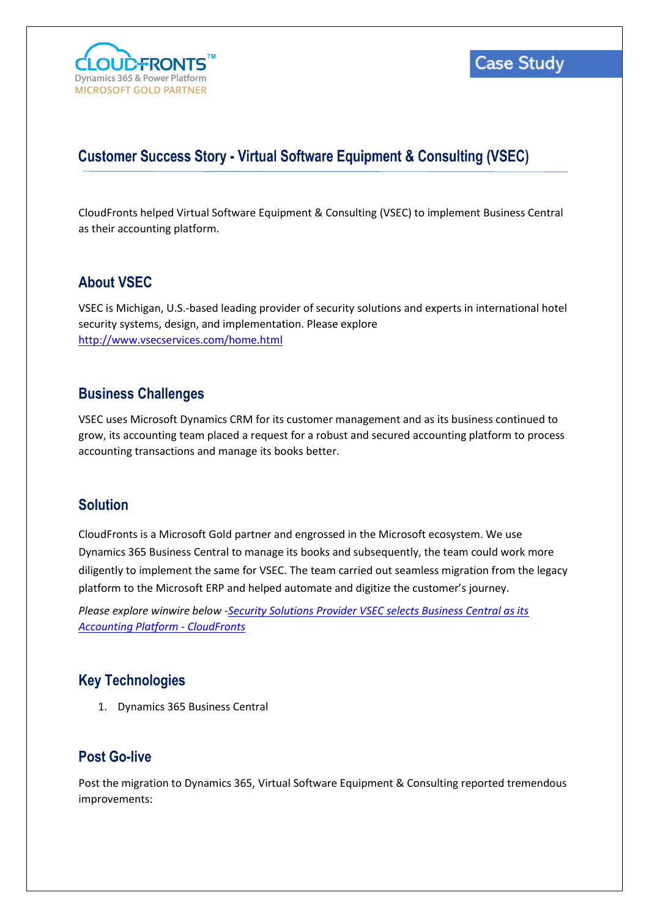CLOUDFRONTS™
Dynamics 365 & Power Platform
MICROSOFT GOLD PARTNER

Case Study

# Customer Success Story - Virtual Software Equipment & Consulting (VSEC)

CloudFronts helped Virtual Software Equipment & Consulting (VSEC) to implement Business Central as their accounting platform.

## About VSEC

VSEC is Michigan, U.S.-based leading provider of security solutions and experts in international hotel security systems, design, and implementation. Please explore [http://www.vsecservices.com/home.html](http://www.vsecservices.com/home.html)

## Business Challenges

VSEC uses Microsoft Dynamics CRM for its customer management and as its business continued to grow, its accounting team placed a request for a robust and secured accounting platform to process accounting transactions and manage its books better.

## Solution

CloudFronts is a Microsoft Gold partner and engrossed in the Microsoft ecosystem. We use Dynamics 365 Business Central to manage its books and subsequently, the team could work more diligently to implement the same for VSEC. The team carried out seamless migration from the legacy platform to the Microsoft ERP and helped automate and digitize the customer's journey.

*Please explore winwire below -[Security Solutions Provider VSEC selects Business Central as its Accounting Platform - CloudFronts](#)*

## Key Technologies

1. Dynamics 365 Business Central

## Post Go-live

Post the migration to Dynamics 365, Virtual Software Equipment & Consulting reported tremendous improvements: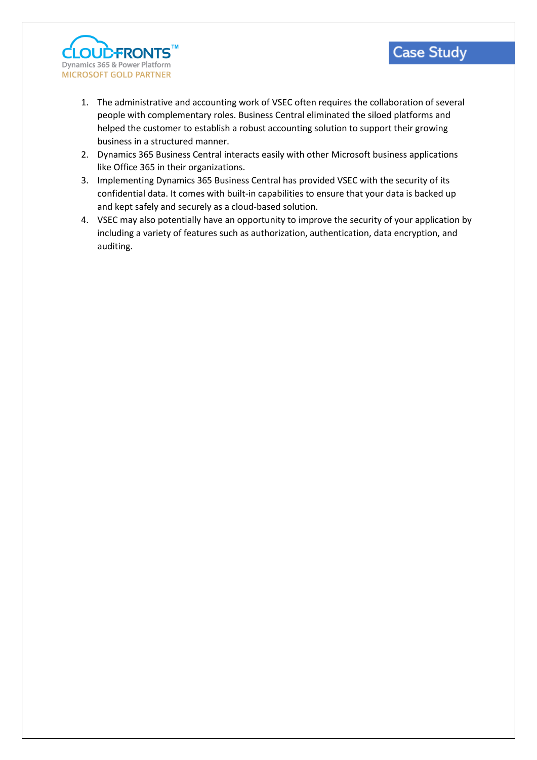1. The administrative and accounting work of VSEC often requires the collaboration of several people with complementary roles. Business Central eliminated the siloed platforms and helped the customer to establish a robust accounting solution to support their growing business in a structured manner.
2. Dynamics 365 Business Central interacts easily with other Microsoft business applications like Office 365 in their organizations.
3. Implementing Dynamics 365 Business Central has provided VSEC with the security of its confidential data. It comes with built-in capabilities to ensure that your data is backed up and kept safely and securely as a cloud-based solution.
4. VSEC may also potentially have an opportunity to improve the security of your application by including a variety of features such as authorization, authentication, data encryption, and auditing.